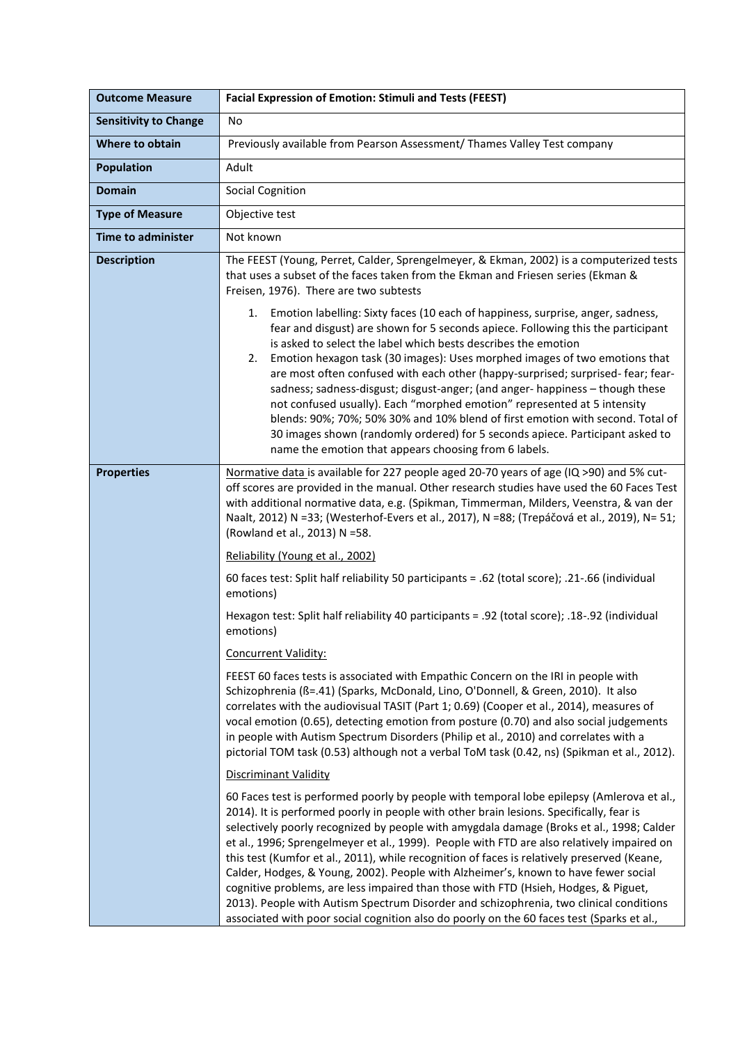| Outcome Measure | Facial Expression of Emotion: Stimuli and Tests (FEEST) |
|---|---|
| **Sensitivity to Change** | No |
| **Where to obtain** | Previously available from Pearson Assessment/ Thames Valley Test company |
| **Population** | Adult |
| **Domain** | Social Cognition |
| **Type of Measure** | Objective test |
| **Time to administer** | Not known |
| **Description** | The FEEST (Young, Perret, Calder, Sprengelmeyer, & Ekman, 2002) is a computerized tests that uses a subset of the faces taken from the Ekman and Friesen series (Ekman & Freisen, 1976). There are two subtests<br><br>1. Emotion labelling: Sixty faces (10 each of happiness, surprise, anger, sadness, fear and disgust) are shown for 5 seconds apiece. Following this the participant is asked to select the label which bests describes the emotion<br>2. Emotion hexagon task (30 images): Uses morphed images of two emotions that are most often confused with each other (happy-surprised; surprised- fear; fear-sadness; sadness-disgust; disgust-anger; (and anger- happiness – though these not confused usually). Each "morphed emotion" represented at 5 intensity blends: 90%; 70%; 50% 30% and 10% blend of first emotion with second. Total of 30 images shown (randomly ordered) for 5 seconds apiece. Participant asked to name the emotion that appears choosing from 6 labels. |
| **Properties** | Normative data is available for 227 people aged 20-70 years of age (IQ >90) and 5% cut-off scores are provided in the manual. Other research studies have used the 60 Faces Test with additional normative data, e.g. (Spikman, Timmerman, Milders, Veenstra, & van der Naalt, 2012) N =33; (Westerhof-Evers et al., 2017), N =88; (Trepáčová et al., 2019), N= 51; (Rowland et al., 2013) N =58.<br><br>Reliability (Young et al., 2002)<br><br>60 faces test: Split half reliability 50 participants = .62 (total score); .21-.66 (individual emotions)<br><br>Hexagon test: Split half reliability 40 participants = .92 (total score); .18-.92 (individual emotions)<br><br>Concurrent Validity:<br><br>FEEST 60 faces tests is associated with Empathic Concern on the IRI in people with Schizophrenia (ß=.41) (Sparks, McDonald, Lino, O'Donnell, & Green, 2010). It also correlates with the audiovisual TASIT (Part 1; 0.69) (Cooper et al., 2014), measures of vocal emotion (0.65), detecting emotion from posture (0.70) and also social judgements in people with Autism Spectrum Disorders (Philip et al., 2010) and correlates with a pictorial TOM task (0.53) although not a verbal ToM task (0.42, ns) (Spikman et al., 2012).<br><br>Discriminant Validity<br><br>60 Faces test is performed poorly by people with temporal lobe epilepsy (Amlerova et al., 2014). It is performed poorly in people with other brain lesions. Specifically, fear is selectively poorly recognized by people with amygdala damage (Broks et al., 1998; Calder et al., 1996; Sprengelmeyer et al., 1999). People with FTD are also relatively impaired on this test (Kumfor et al., 2011), while recognition of faces is relatively preserved (Keane, Calder, Hodges, & Young, 2002). People with Alzheimer's, known to have fewer social cognitive problems, are less impaired than those with FTD (Hsieh, Hodges, & Piguet, 2013). People with Autism Spectrum Disorder and schizophrenia, two clinical conditions associated with poor social cognition also do poorly on the 60 faces test (Sparks et al., |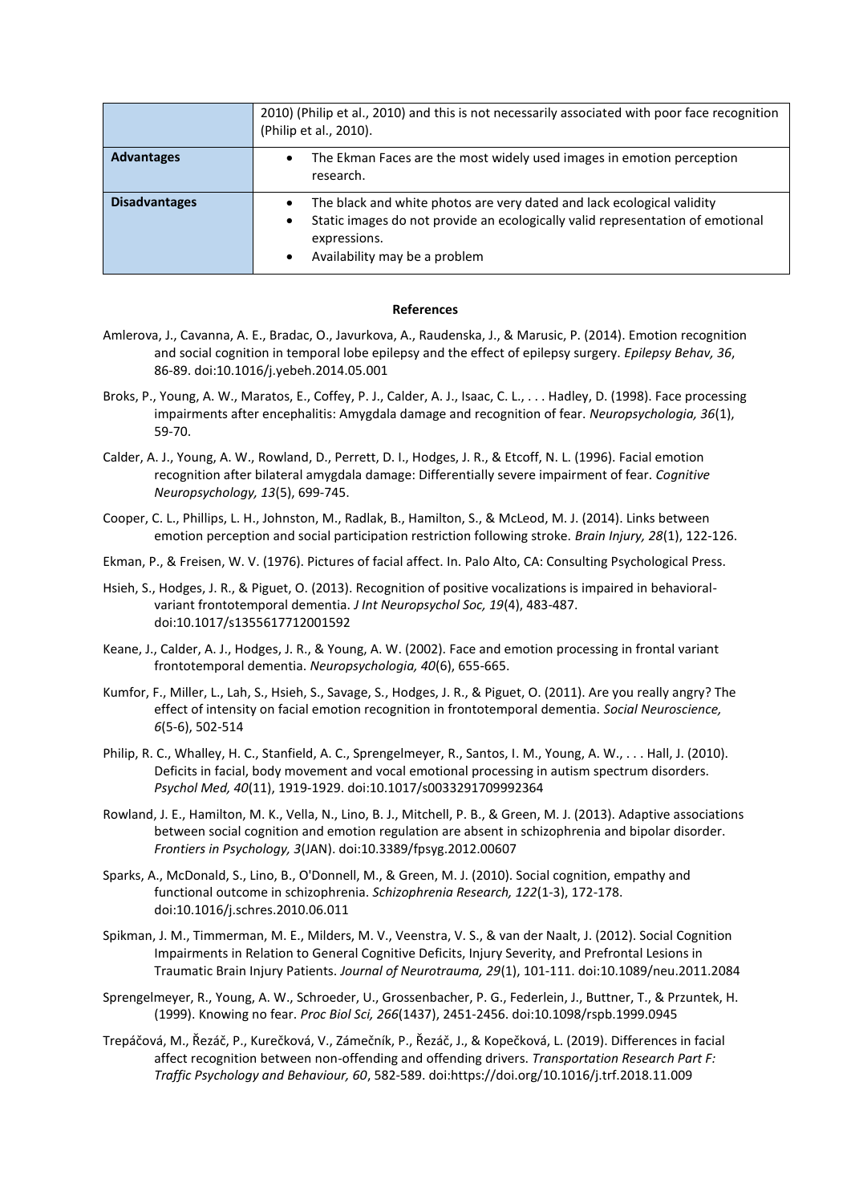|  | 2010) (Philip et al., 2010) and this is not necessarily associated with poor face recognition (Philip et al., 2010). |
| --- | --- |
| **Advantages** | • The Ekman Faces are the most widely used images in emotion perception research. |
| **Disadvantages** | • The black and white photos are very dated and lack ecological validity<br>• Static images do not provide an ecologically valid representation of emotional expressions.<br>• Availability may be a problem |

**References**

Amlerova, J., Cavanna, A. E., Bradac, O., Javurkova, A., Raudenska, J., & Marusic, P. (2014). Emotion recognition and social cognition in temporal lobe epilepsy and the effect of epilepsy surgery. *Epilepsy Behav, 36*, 86-89. doi:10.1016/j.yebeh.2014.05.001

Broks, P., Young, A. W., Maratos, E., Coffey, P. J., Calder, A. J., Isaac, C. L., . . . Hadley, D. (1998). Face processing impairments after encephalitis: Amygdala damage and recognition of fear. *Neuropsychologia, 36*(1), 59-70.

Calder, A. J., Young, A. W., Rowland, D., Perrett, D. I., Hodges, J. R., & Etcoff, N. L. (1996). Facial emotion recognition after bilateral amygdala damage: Differentially severe impairment of fear. *Cognitive Neuropsychology, 13*(5), 699-745.

Cooper, C. L., Phillips, L. H., Johnston, M., Radlak, B., Hamilton, S., & McLeod, M. J. (2014). Links between emotion perception and social participation restriction following stroke. *Brain Injury, 28*(1), 122-126.

Ekman, P., & Freisen, W. V. (1976). Pictures of facial affect. In. Palo Alto, CA: Consulting Psychological Press.

Hsieh, S., Hodges, J. R., & Piguet, O. (2013). Recognition of positive vocalizations is impaired in behavioral-variant frontotemporal dementia. *J Int Neuropsychol Soc, 19*(4), 483-487. doi:10.1017/s1355617712001592

Keane, J., Calder, A. J., Hodges, J. R., & Young, A. W. (2002). Face and emotion processing in frontal variant frontotemporal dementia. *Neuropsychologia, 40*(6), 655-665.

Kumfor, F., Miller, L., Lah, S., Hsieh, S., Savage, S., Hodges, J. R., & Piguet, O. (2011). Are you really angry? The effect of intensity on facial emotion recognition in frontotemporal dementia. *Social Neuroscience, 6*(5-6), 502-514

Philip, R. C., Whalley, H. C., Stanfield, A. C., Sprengelmeyer, R., Santos, I. M., Young, A. W., . . . Hall, J. (2010). Deficits in facial, body movement and vocal emotional processing in autism spectrum disorders. *Psychol Med, 40*(11), 1919-1929. doi:10.1017/s0033291709992364

Rowland, J. E., Hamilton, M. K., Vella, N., Lino, B. J., Mitchell, P. B., & Green, M. J. (2013). Adaptive associations between social cognition and emotion regulation are absent in schizophrenia and bipolar disorder. *Frontiers in Psychology, 3*(JAN). doi:10.3389/fpsyg.2012.00607

Sparks, A., McDonald, S., Lino, B., O'Donnell, M., & Green, M. J. (2010). Social cognition, empathy and functional outcome in schizophrenia. *Schizophrenia Research, 122*(1-3), 172-178. doi:10.1016/j.schres.2010.06.011

Spikman, J. M., Timmerman, M. E., Milders, M. V., Veenstra, V. S., & van der Naalt, J. (2012). Social Cognition Impairments in Relation to General Cognitive Deficits, Injury Severity, and Prefrontal Lesions in Traumatic Brain Injury Patients. *Journal of Neurotrauma, 29*(1), 101-111. doi:10.1089/neu.2011.2084

Sprengelmeyer, R., Young, A. W., Schroeder, U., Grossenbacher, P. G., Federlein, J., Buttner, T., & Przuntek, H. (1999). Knowing no fear. *Proc Biol Sci, 266*(1437), 2451-2456. doi:10.1098/rspb.1999.0945

Trepáčová, M., Řezáč, P., Kurečková, V., Zámečník, P., Řezáč, J., & Kopečková, L. (2019). Differences in facial affect recognition between non-offending and offending drivers. *Transportation Research Part F: Traffic Psychology and Behaviour, 60*, 582-589. doi:https://doi.org/10.1016/j.trf.2018.11.009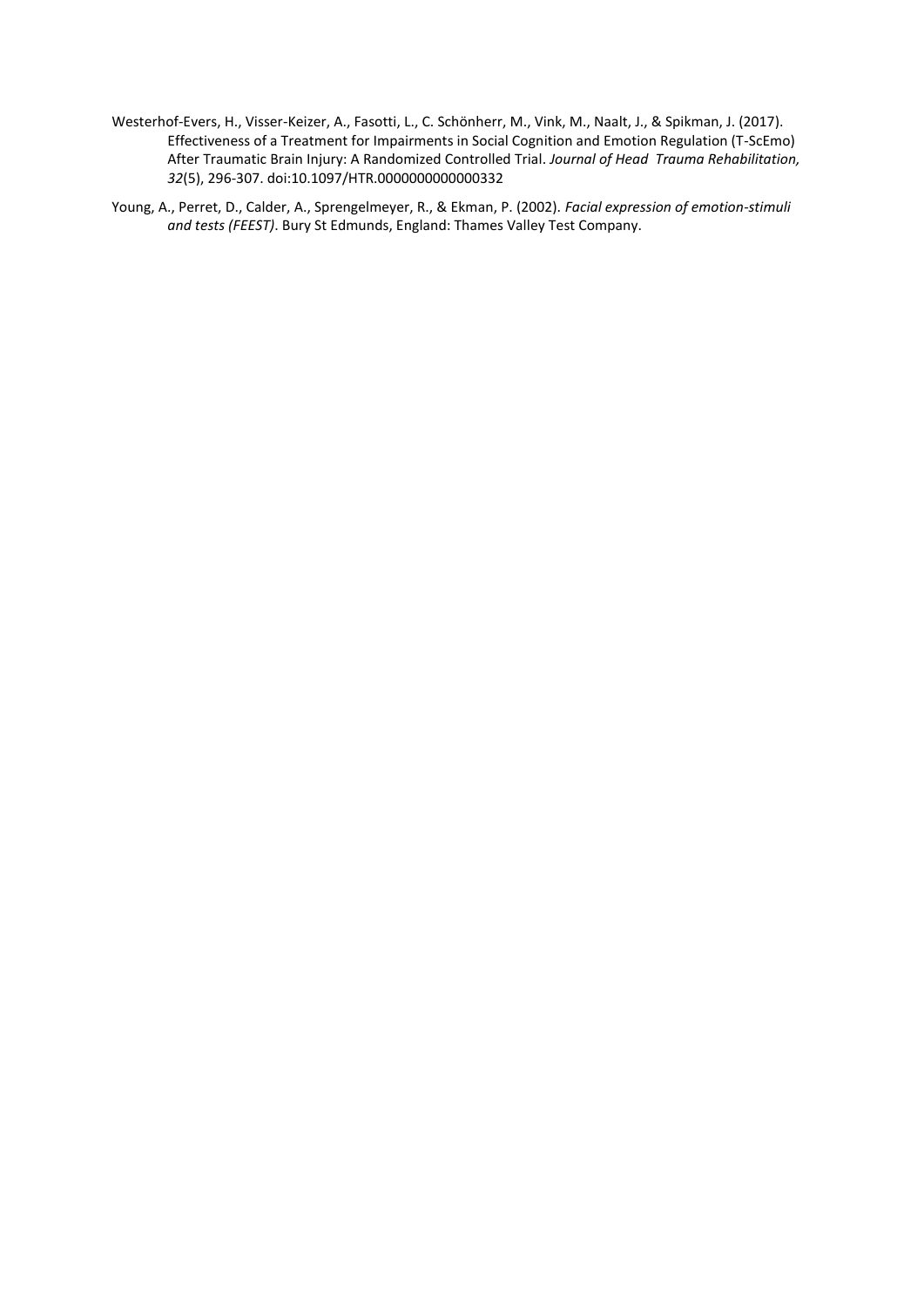Westerhof-Evers, H., Visser-Keizer, A., Fasotti, L., C. Schönherr, M., Vink, M., Naalt, J., & Spikman, J. (2017). Effectiveness of a Treatment for Impairments in Social Cognition and Emotion Regulation (T-ScEmo) After Traumatic Brain Injury: A Randomized Controlled Trial. *Journal of Head Trauma Rehabilitation, 32*(5), 296-307. doi:10.1097/HTR.0000000000000332

Young, A., Perret, D., Calder, A., Sprengelmeyer, R., & Ekman, P. (2002). *Facial expression of emotion-stimuli and tests (FEEST)*. Bury St Edmunds, England: Thames Valley Test Company.